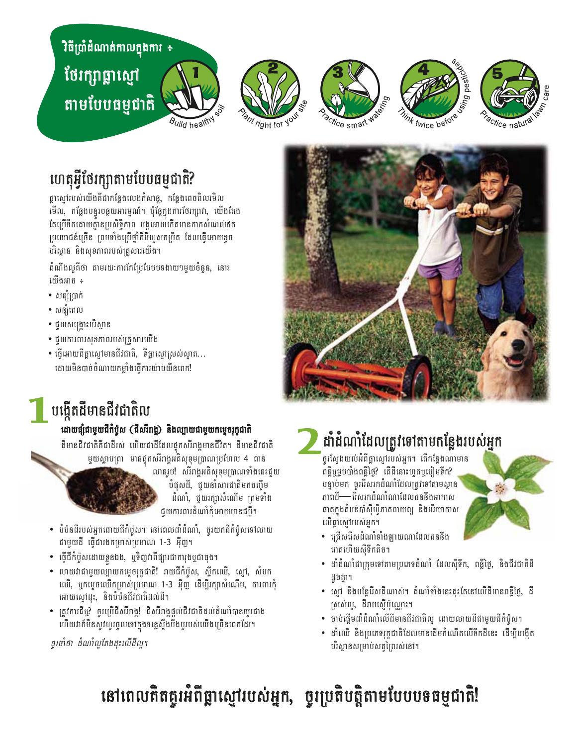# វិធីប្រាំដំណាក់កាលក្នុងការ ៖ ថែរក្សាផ្កាស្មៅ តាមបែបធម្មជាតិ

1 Build healthy soil

2 Plant right for your site

3 Practice smart watering

4 Think twice before using pesticides

5 Practice natural lawn care

## ហេតុអ្វីថែរក្សាតាមបែបធម្មជាតិ?

ផ្កាស្មៅរបស់យើងគឺជាកន្លែងលេងកំសាន្ត, កន្លែងពេចពិលរមិលមើល, កន្លែងបន្ធូរបន្ថយអារម្មណ៍។ ប៉ុន្តែក្នុងការថែរក្សាវា, យើងតែងតែប្រើទឹកដោយគ្មានប្រសិទ្ធិភាព បង្កអោយកើតមានកាកសំណល់ឥតប្រយោជន៍ច្រើន ព្រមទាំងប្រើថ្នាំគីមីហួសកម្រិត ដែលធ្វើអោយខូចបរិស្ថាន និងសុខភាពរបស់គ្រួសារយើង។

ដំណឹងល្អគឺថា តាមរយៈការកែប្រែបែបបទងាយៗមួយចំនួន, នោះយើងអាច ៖

- សន្សំប្រាក់
- សន្សំពេល
- ជួយសង្គ្រោះបរិស្ថាន
- ជួយការពារសុខភាពរបស់គ្រួសារយើង
- ធ្វើអោយដីផ្កាស្មៅមានជីវជាតិ, ទីផ្កាស្មៅស្រស់ស្អាត… ដោយមិនបាច់ចំណាយកម្លាំងធ្វើការយ៉ាប់យឺនពេក!

## 1 បង្កើតដីមានជីវជាតិល

### ដោយល្បាយជាមួយជីកំប៉ុស (ជីសរីរាង្គ) និងល្បាយជាមួយកម្ទេចរុក្ខជាតិ

ដីមានជីវជាតិគឺជាដីរស់ ហើយជាដីដែលផ្ទុកសរីរាង្គមានជីវិត។ ដីមានជីវជាតិមួយស្លាបព្រា មានផ្ទុកសរីរាង្គអតិសុខុមប្រាណប្រហែល 4 ពាន់លានរូប! សរីរាង្គអតិសុខុមប្រាណទាំងនេះជួយបំប៉នដី, ជួយទាំសារជាតិមកចញ្ចឹមដំណាំ, ជួយរក្សាសំណើម ព្រមទាំងជួយការពារដំណាំកុំអោយមានជម្ងឺ។

- បំប៉នដីរបស់អ្នកដោយជីកំប៉ុស។ នៅពេលដាំដំណាំ, ចូរយកជីកំប៉ុសទៅលាយជាមួយដី ធ្វើជារងកម្រាស់ប្រមាណ 1-3 អ៊ីញ។
- ធ្វើជីកំប៉ុសដោយខ្លួនឯង, ឬទិញវាពីផ្សារជាការងូជាផុង។
- លាយវាជាមួយល្បាយកម្ទេចរុក្ខជាតិ! រាយជីកំប៉ុស, ស្លឹកឈើ, ស្មៅ, សំបកឈើ, ឬកម្ទេចឈើកម្រាស់ប្រមាណ 1-3 អ៊ីញ ដើម្បីរក្សាសំណើម, ការពារកុំអោយស្មៅដុះ, និងបំប៉នជីវជាតិដល់ដី។
- ត្រូវការជីឬ? ចូរប្រើជីសរីរាង្គ! ជីសរីរាង្គផ្តល់ជីវជាតិដល់ដំណាំបានយូរជាង ហើយវាក៏មិនសូវហូរចូលទៅក្នុងទន្លេស្ទឹងបឹងបួរបស់យើងច្រើនពេកដែរ។

*ចូរចាំថា ដំណាំល្អតែងដុះលើដីល្អ។*

## 2 ដាំដំណាំដែលត្រូវទៅតាមកន្លែងរបស់អ្នក

ចូរស្វែងយល់អំពីផ្កាស្មៅរបស់អ្នក។ តើកន្លែងណាមានពន្លឺឬរបាំងពន្លឺថ្ងៃ? តើដីនោះហួតឬជៀមទឹក? បន្ទាប់មក ចូររើសរកដំណាំដែលត្រូវទៅតាមស្ថានភាពដី— រើសរកដំណាំណាដែលធន់នឹងអាកាសធាតុក្នុងតំបន់ប៉ាស៊ីហ្វិកភាគពាយព្យ និងបរិយាកាសលើផ្កាស្មៅរបស់អ្នក។

- ជ្រើសរើសដំណាំទាំងឡាយណាដែលធន់នឹងរោគហើយស៊ីទឹកតិច។
- ដាំដំណាំជាក្រុមទៅតាមប្រភេទដំណាំ ដែលស៊ីទឹក, ពន្លឺថ្ងៃ, និងជីវជាតិដីដូចគ្នា។
- ស្មៅ និងបន្លែរើសដីណាស់។ ដំណាំទាំងនេះដុះតែនៅលើដីមានពន្លឺថ្ងៃ, ដីស្រស់ល្អ, ដីរាបស្មើប៉ុណ្ណោះ។
- ចាប់ផ្តើមដាំដំណាំលើដីមានជីវជាតិល្អ ដោយលាយដីជាមួយជីកំប៉ុស។
- ដាំឈើ និងប្រភេទរុក្ខជាតិដែលមានដើមកំណើតលើទឹកដីនេះ ដើម្បីបង្កើតបរិស្ថានសម្រាប់សត្វព្រៃរស់នៅ។

# នៅពេលគិតគូរអំពីផ្កាស្មៅរបស់អ្នក, ចូរប្រតិបត្តិតាមបែបបទធម្មជាតិ!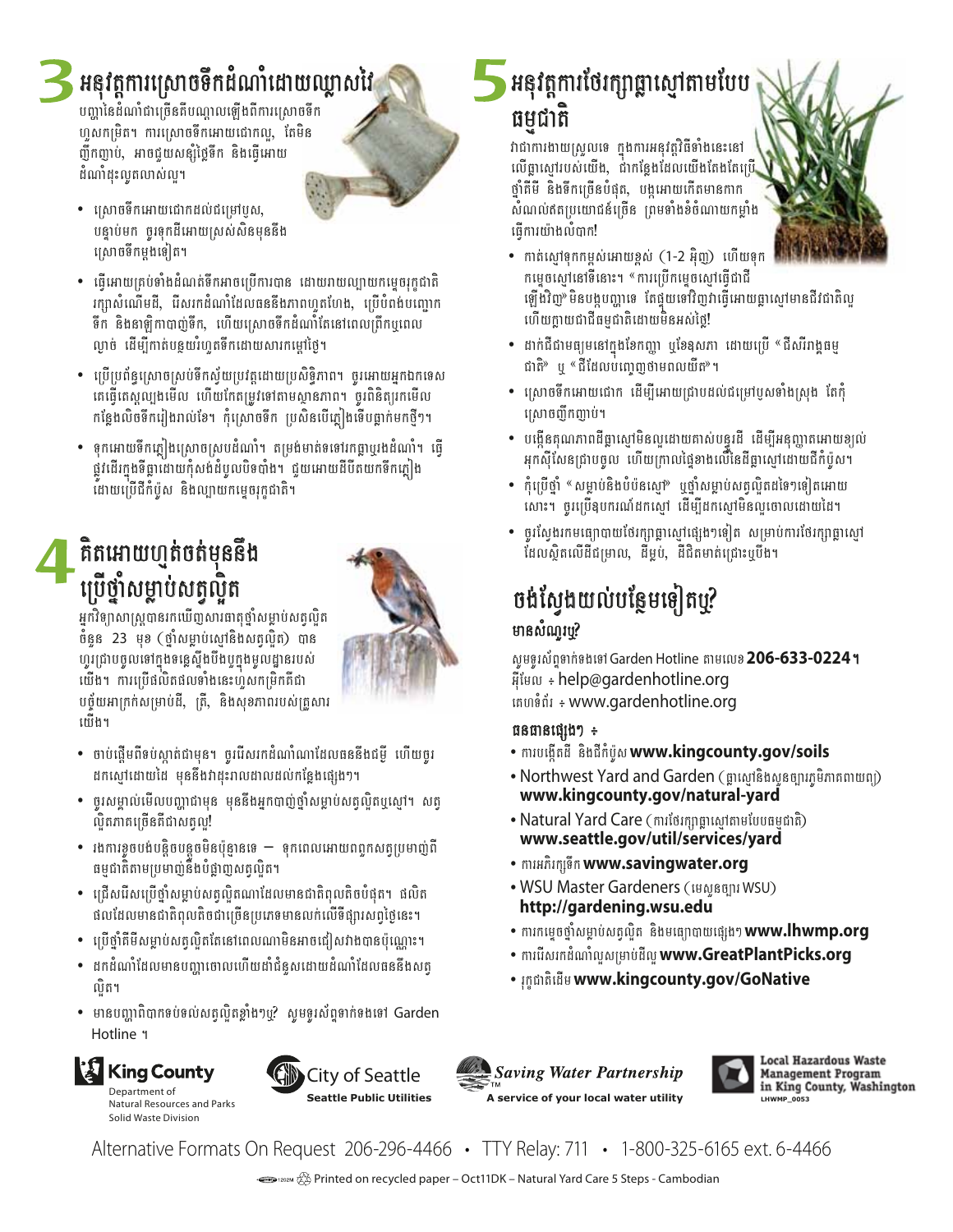## 3 អនុវត្តការស្រោចទឹកដំណាំដោយឈ្លាសវៃ

បញ្ហាដែលដំណាំជាច្រើនតែងតែមានកើតឡើងពីការស្រោចទឹកហួសកម្រិត។ ការស្រោចទឹកអោយជោកល្អ តែមិនញឹកញាប់ អាចជួយសន្សំថ្លៃទឹក និងធ្វើអោយដំណាំដុះលូតលាស់ល្អ។

- ស្រោចទឹកអោយជោកដល់ជម្រៅឫស, បន្ទាប់មក ចូរទុកដីអោយស្ងួតសិនមុននឹងស្រោចទឹកម្តងទៀត។
- ធ្វើអោយគ្រប់ទាំងដំណក់ទឹកអាចប្រើការបាន ដោយរាយល្បាយកម្ទេចរុក្ខជាតិរក្សាសំណើមដី, រើសរកដំណាំដែលធន់នឹងភាពហួតហែង, ប្រើបំពង់បញ្ចេកទឹក និងនាឡិកាបាញ់ទឹក, ហើយស្រោចទឹកដំណាំតែនៅពេលព្រឹកឬពេលល្ងាច ដើម្បីកាត់បន្ថយការហួតទឹកដោយសារកម្តៅថ្ងៃ។
- ប្រើប្រព័ន្ធស្រោចស្រប់ទឹកស្វ័យប្រវត្តដោយប្រសិទ្ធិភាព។ ចូរអោយអ្នកឯកទេសគេធ្វើតេស្តល្បងមើល ហើយកែតម្រូវទៅតាមស្ថានភាព។ ចូរពិនិត្យរកមើលកន្លែងលិចទឹករៀងរាល់ខែ។ កុំស្រោចទឹក ប្រសិនបើភ្លៀងទើបធ្លាក់មកថ្មីៗ។
- ទុកអោយទឹកភ្លៀងស្រោចស្រប់ដំណាំ។ តម្រង់មាត់ទទៅរកថ្លាឬងដំណាំ។ ធ្វើផ្លូវដើរក្នុងទីធ្លាដោយកុំសង់ដំបូលបិទបាំង។ ជួយអោយដីបឺតយកទឹកភ្លៀងដោយប្រើជីកំប៉ុស និងល្បាយកម្ទេចរុក្ខជាតិ។

## 4 គិតអោយហ្មត់ចត់មុននឹងប្រើថ្នាំសម្លាប់សត្វល្អិត

អ្នកវិទ្យាសាស្ត្របានរកឃើញសារធាតុថ្នាំសម្លាប់សត្វល្អិតចំនួន 23 មុខ (ថ្នាំសម្លាប់ស្មៅនិងសត្វល្អិត) បានហូរជ្រាបចូលទៅក្នុងទន្លេស្ទឹងបឹងបួក្នុងមូលដ្ឋានរបស់យើង។ ការប្រើផលិតផលទាំងនេះហួសកម្រិតគឺជាបច្ច័យអាក្រក់សម្រាប់ដី, ត្រី, និងសុខភាពរបស់គ្រួសារយើង។

- ចាប់ផ្តើមពីទប់ស្កាត់ជាមុន។ ចូររើសរកដំណាំណាដែលធន់នឹងជម្ងឺ ហើយចូរដកស្មៅដោយដៃ មុននឹងវាដុះរាលដាលដល់កន្លែងផ្សេងៗ។
- ចូរសម្គាល់មើលបញ្ហាជាមុន មុននឹងអ្នកបាញ់ថ្នាំសម្លាប់សត្វល្អិតឬស្មៅ។ សត្វល្អិតភាគច្រើនគឺជាសត្វល្អ!
- វងការខូចបង់បន្តិចបន្តួចមិនប៉ុន្មានទេ — ទុកពេលអោយពពួកសត្វប្រមាញ់ពីធម្មជាតិតាមប្រមាញ់នឹងបំផ្លាញសត្វល្អិត។
- ជ្រើសរើសប្រើថ្នាំសម្លាប់សត្វល្អិតណាដែលមានជាតិពុលតិចបំផុត។ ផលិតផលដែលមានជាតិពុលតិចជាច្រើនប្រភេទមានលក់លើទីផ្សារសព្វថ្ងៃនេះ។
- ប្រើថ្នាំគីមីសម្លាប់សត្វល្អិតតែនៅពេលណាមិនអាចជៀសវាងបានប៉ុណ្ណោះ។
- ដកដំណាំដែលមានបញ្ហាចោលហើយដាំជំនួសដោយដំណាំដែលធន់នឹងសត្វល្អិត។
- មានបញ្ហាពិបាកទប់ទល់សត្វល្អិតខ្លាំងៗឬ? សូមទូរស័ព្ទទាក់ទងទៅ Garden Hotline ។

## 5 អនុវត្តការថែរក្សាធ្លាស្មៅតាមបែបធម្មជាតិ

វាជាការងាយស្រួលទេ ក្នុងការអនុវត្តវិធីទាំងនេះនៅលើធ្លាស្មៅរបស់យើង, ជាកន្លែងដែលយើងតែងតែប្រើថ្នាំគីមី និងទឹកច្រើនបំផុត, បង្កអោយកើតមានកាកសំណល់ឥតប្រយោជន៍ច្រើន ព្រមទាំងខំចំណាយកម្លាំងធ្វើការយ៉ាងលំបាក!

- កាត់ស្មៅទុកកម្ពស់អោយខ្ពស់ (1-2 អ៊ិញ) ហើយទុកកម្ទេចស្មៅនៅទីនោះ។ "ការប្រើកម្ទេចស្មៅធ្វើជាជីឡើងវិញ" មិនបង្កបញ្ហាទេ តែផ្ទុយទៅវិញវាធ្វើអោយធ្លាស្មៅមានជីវជាតិល្អ ហើយក្លាយជាជីធម្មជាតិដោយមិនអស់ថ្លៃ!
- ដាក់ជីជាមធ្យមនៅក្នុងខែកញ្ញា ឬខែឧសភា ដោយប្រើ "ជីសរីរាង្គធម្មជាតិ" ឬ "ជីដែលបញ្ចេញថាមពលយឺត"។
- ស្រោចទឹកអោយជោក ដើម្បីអោយជ្រាបដល់ជម្រៅឫសទាំងស្រុង តែកុំស្រោចញឹកញាប់។
- បង្កើនគុណភាពដីធ្លាស្មៅមិនល្អដោយគាស់បន្ធូរដី ដើម្បីអនុញ្ញាតអោយខ្យល់អុកស៊ីសែនជ្រាបចូល ហើយក្រោយផ្ទៃខាងលើដីធ្លាស្មៅដោយជីកំប៉ុស។
- កុំប្រើថ្នាំ "សម្លាប់និងបំប៉នស្មៅ" ឬថ្នាំសម្លាប់សត្វល្អិតដទៃៗទៀតយសោះ។ ចូរប្រើឧបករណ៍ដកស្មៅ ដើម្បីដកស្មៅមិនល្អចោលដោយដៃ។
- ចូរស្វែងរកមធ្យោបាយថែរក្សាធ្លាស្មៅផ្សេងៗទៀត សម្រាប់ការថែរក្សាធ្លាស្មៅដែលស្ថិតលើដីជម្រាល, ដីម្លប់, ដីជិតមាត់ជ្រោះឬបឹង។

## ចង់ស្វែងយល់បន្ថែមទៀតឬ?

### មានសំណួរឬ?

សូមទូរស័ព្ទទាក់ទងទៅ Garden Hotline តាមលេខ **206-633-0224**។
អ៊ីមែល ៖ help@gardenhotline.org
គេហទំព័រ ៖ www.gardenhotline.org

### ធនធានផ្សេងៗ ៖

- ការបង្កើតដី និងជីកំប៉ុស **www.kingcounty.gov/soils**
- Northwest Yard and Garden (ធ្លាស្មៅនិងសួនច្បារភូមិភាគពាយព្យ) **www.kingcounty.gov/natural-yard**
- Natural Yard Care (ការថែរក្សាធ្លាស្មៅតាមបែបធម្មជាតិ) **www.seattle.gov/util/services/yard**
- ការអភិរក្សទឹក **www.savingwater.org**
- WSU Master Gardeners (មេសួនច្បារ WSU) **http://gardening.wsu.edu**
- ការកម្ទេចថ្នាំសម្លាប់សត្វល្អិត និងមធ្យោបាយផ្សេងៗ **www.lhwmp.org**
- ការរើសរកដំណាំល្អសម្រាប់ដីល្អ **www.GreatPlantPicks.org**
- រុក្ខជាតិដើម **www.kingcounty.gov/GoNative**

King County Department of Natural Resources and Parks Solid Waste Division

City of Seattle Seattle Public Utilities

Saving Water Partnership™ A service of your local water utility

Local Hazardous Waste Management Program in King County, Washington LHWMP_0053

Alternative Formats On Request 206-296-4466 • TTY Relay: 711 • 1-800-325-6165 ext. 6-4466

Printed on recycled paper – Oct11DK – Natural Yard Care 5 Steps - Cambodian